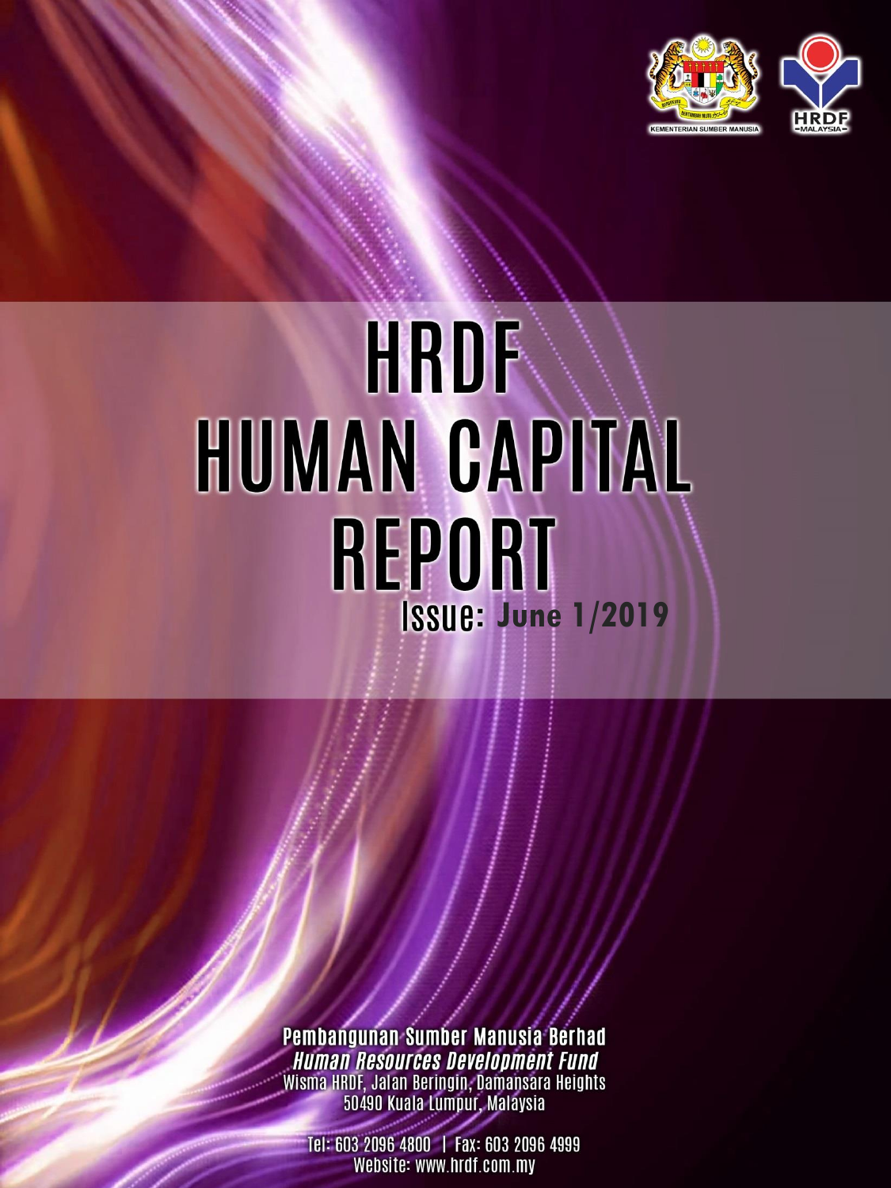KEMENTERIAN SUMBER MANUSIA

HRDF MALAYSIA

# HRDF HUMAN CAPITAL REPORT

**Issue: June 1/2019**

**Pembangunan Sumber Manusia Berhad**

***Human Resources Development Fund***

Wisma HRDF, Jalan Beringin, Damansara Heights
50490 Kuala Lumpur, Malaysia

Tel: 603 2096 4800 | Fax: 603 2096 4999
Website: www.hrdf.com.my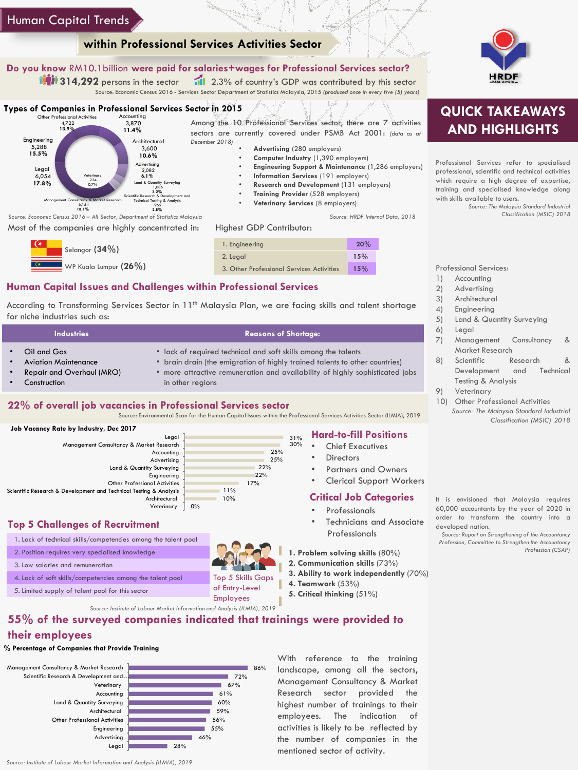# Human Capital Trends

## within Professional Services Activities Sector

**Do you know RM10.1billion were paid for salaries+wages for Professional Services sector?**

**314,292** persons in the sector

2.3% of country's GDP was contributed by this sector

Source: Economic Census 2016 - Services Sector Department of Statistics Malaysia, 2015 *(produced once in every five (5) years)*

### Types of Companies in Professional Services Sector in 2015

| Type | Number | % |
|---|---|---|
| Other Professional Activities | 4,722 | 13.9% |
| Accounting | 3,870 | 11.4% |
| Architectural | 3,600 | 10.6% |
| Advertising | 2,082 | 6.1% |
| Land & Quantity Surveying | 1,086 | 3.2% |
| Scientific Research & Development and Technical Testing & Analysis | 965 | 2.8% |
| Management Consultancy & Market Research | 6,154 | 18.1% |
| Veterinary | 224 | 0.7% |
| Legal | 6,054 | 17.8% |
| Engineering | 5,288 | 15.5% |

*Source: Economic Census 2016 – All Sector, Department of Statistics Malaysia*

Among the 10 Professional Services sector, there are 7 activities sectors are currently covered under PSMB Act 2001: *(data as at December 2018)*

- **Advertising** (280 employers)
- **Computer Industry** (1,390 employers)
- **Engineering Support & Maintenance** (1,286 employers)
- **Information Services** (191 employers)
- **Research and Development** (131 employers)
- **Training Provider** (528 employers)
- **Veterinary Services** (8 employers)

*Source: HRDF Internal Data, 2018*

Most of the companies are highly concentrated in:

- Selangor **(34%)**
- WP Kuala Lumpur **(26%)**

Highest GDP Contributor:

| | |
|---|---|
| 1. Engineering | 20% |
| 2. Legal | 15% |
| 3. Other Professional Services Activities | 15% |

## Human Capital Issues and Challenges within Professional Services

According to Transforming Services Sector in 11th Malaysia Plan, we are facing skills and talent shortage for niche industries such as:

| Industries | Reasons of Shortage: |
|---|---|
| • Oil and Gas<br>• Aviation Maintenance<br>• Repair and Overhaul (MRO)<br>• Construction | • lack of required technical and soft skills among the talents<br>• brain drain (the emigration of highly trained talents to other countries)<br>• more attractive remuneration and availability of highly sophisticated jobs in other regions |

## 22% of overall job vacancies in Professional Services sector

Source: Environmental Scan for the Human Capital Issues within the Professional Services Activities Sector (ILMIA), 2019

**Job Vacancy Rate by Industry, Dec 2017**

| Industry | Rate |
|---|---|
| Legal | 31% |
| Management Consultancy & Market Research | 30% |
| Accounting | 25% |
| Advertising | 25% |
| Land & Quantity Surveying | 22% |
| Engineering | 22% |
| Other Professional Activities | 17% |
| Scientific Research & Development and Technical Testing & Analysis | 11% |
| Architectural | 10% |
| Veterinary | 0% |

### Hard-to-fill Positions

- Chief Executives
- Directors
- Partners and Owners
- Clerical Support Workers

### Critical Job Categories

- Professionals
- Technicians and Associate Professionals

## Top 5 Challenges of Recruitment

1. Lack of technical skills/competencies among the talent pool
2. Position requires very specialised knowledge
3. Low salaries and remuneration
4. Lack of soft skills/competencies among the talent pool
5. Limited supply of talent pool for this sector

Top 5 Skills Gaps of Entry-Level Employees

1. **Problem solving skills** (80%)
2. **Communication skills** (73%)
3. **Ability to work independently** (70%)
4. **Teamwork** (53%)
5. **Critical thinking** (51%)

*Source: Institute of Labour Market Information and Analysis (ILMIA), 2019*

## 55% of the surveyed companies indicated that trainings were provided to their employees

**% Percentage of Companies that Provide Training**

| Sector | % |
|---|---|
| Management Consultancy & Market Research | 86% |
| Scientific Research & Development and.. | 72% |
| Veterinary | 67% |
| Accounting | 61% |
| Land & Quantity Surveying | 60% |
| Architectural | 59% |
| Other Professional Activities | 56% |
| Engineering | 55% |
| Advertising | 46% |
| Legal | 28% |

*Source: Institute of Labour Market Information and Analysis (ILMIA), 2019*

With reference to the training landscape, among all the sectors, Management Consultancy & Market Research sector provided the highest number of trainings to their employees. The indication of activities is likely to be reflected by the number of companies in the mentioned sector of activity.

HRDF MALAYSIA

## QUICK TAKEAWAYS AND HIGHLIGHTS

Professional Services refer to specialised professional, scientific and technical activities which require a high degree of expertise, training and specialised knowledge along with skills available to users.

*Source: The Malaysia Standard Industrial Classification (MSIC) 2018*

Professional Services:

1. Accounting
2. Advertising
3. Architectural
4. Engineering
5. Land & Quantity Surveying
6. Legal
7. Management Consultancy & Market Research
8. Scientific Research & Development and Technical Testing & Analysis
9. Veterinary
10. Other Professional Activities

*Source: The Malaysia Standard Industrial Classification (MSIC) 2018*

It is envisioned that Malaysia requires 60,000 accountants by the year of 2020 in order to transform the country into a developed nation.

*Source: Report on Strengthening of the Accountancy Profession, Committee to Strengthen the Accountancy Profession (CSAP)*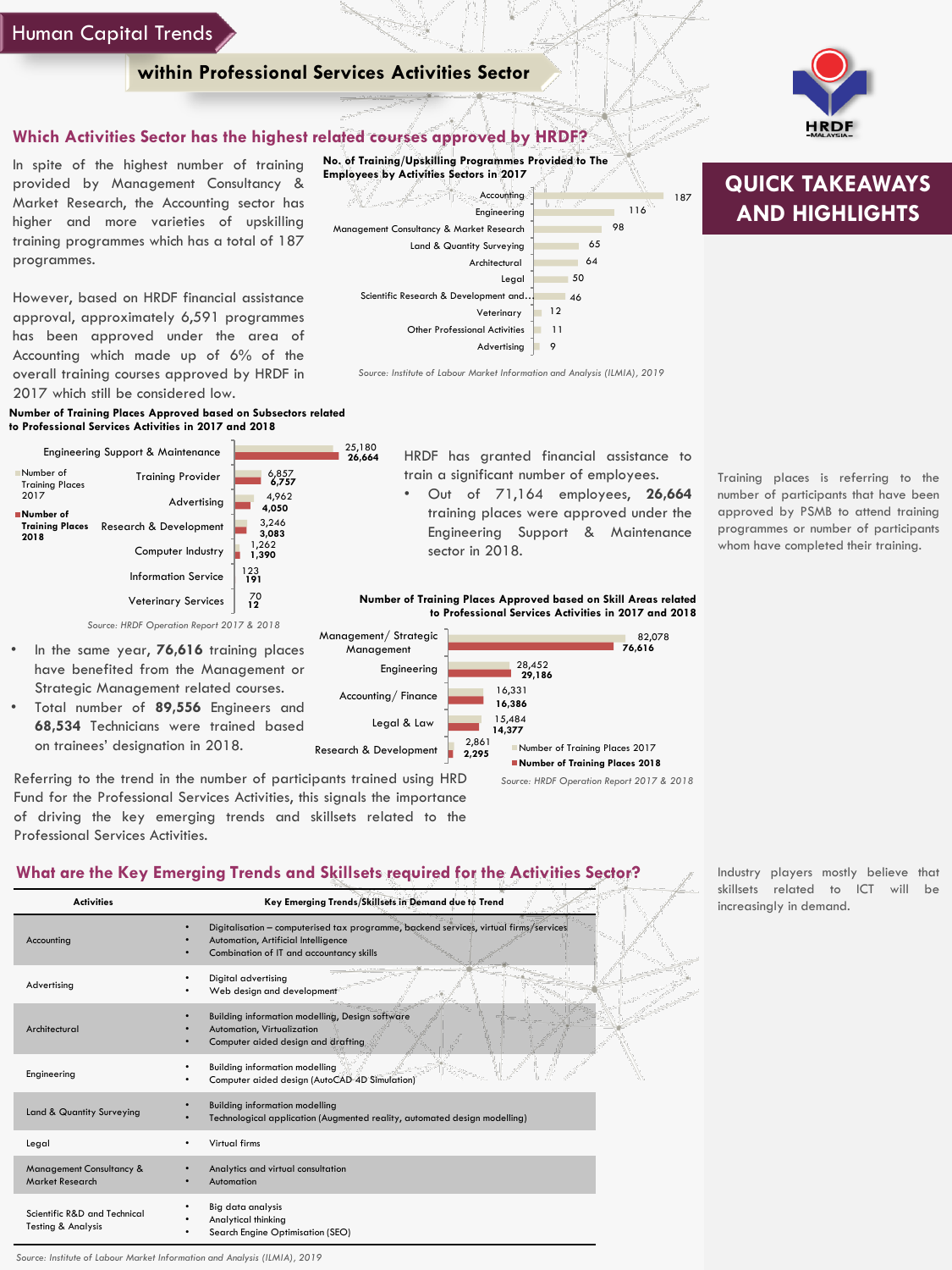# Human Capital Trends

## within Professional Services Activities Sector

### Which Activities Sector has the highest related courses approved by HRDF?

In spite of the highest number of training provided by Management Consultancy & Market Research, the Accounting sector has higher and more varieties of upskilling training programmes which has a total of 187 programmes.

However, based on HRDF financial assistance approval, approximately 6,591 programmes has been approved under the area of Accounting which made up of 6% of the overall training courses approved by HRDF in 2017 which still be considered low.

**No. of Training/Upskilling Programmes Provided to The Employees by Activities Sectors in 2017**

| Activities Sector | No. of Programmes |
|---|---|
| Accounting | 187 |
| Engineering | 116 |
| Management Consultancy & Market Research | 98 |
| Land & Quantity Surveying | 65 |
| Architectural | 64 |
| Legal | 50 |
| Scientific Research & Development and... | 46 |
| Veterinary | 12 |
| Other Professional Activities | 11 |
| Advertising | 9 |

*Source: Institute of Labour Market Information and Analysis (ILMIA), 2019*

**Number of Training Places Approved based on Subsectors related to Professional Services Activities in 2017 and 2018**

| Subsector | Number of Training Places 2017 | Number of Training Places 2018 |
|---|---|---|
| Engineering Support & Maintenance | 25,180 | 26,664 |
| Training Provider | 6,857 | 6,757 |
| Advertising | 4,962 | 4,050 |
| Research & Development | 3,246 | 3,083 |
| Computer Industry | 1,262 | 1,390 |
| Information Service | 123 | 191 |
| Veterinary Services | 70 | 12 |

*Source: HRDF Operation Report 2017 & 2018*

HRDF has granted financial assistance to train a significant number of employees.

- Out of 71,164 employees, **26,664** training places were approved under the Engineering Support & Maintenance sector in 2018.

**Number of Training Places Approved based on Skill Areas related to Professional Services Activities in 2017 and 2018**

| Skill Area | Number of Training Places 2017 | Number of Training Places 2018 |
|---|---|---|
| Management/ Strategic Management | 82,078 | 76,616 |
| Engineering | 28,452 | 29,186 |
| Accounting/ Finance | 16,331 | 16,386 |
| Legal & Law | 15,484 | 14,377 |
| Research & Development | 2,861 | 2,295 |

*Source: HRDF Operation Report 2017 & 2018*

- In the same year, **76,616** training places have benefited from the Management or Strategic Management related courses.
- Total number of **89,556** Engineers and **68,534** Technicians were trained based on trainees' designation in 2018.

Referring to the trend in the number of participants trained using HRD Fund for the Professional Services Activities, this signals the importance of driving the key emerging trends and skillsets related to the Professional Services Activities.

### What are the Key Emerging Trends and Skillsets required for the Activities Sector?

| Activities | Key Emerging Trends/Skillsets in Demand due to Trend |
|---|---|
| Accounting | • Digitalisation – computerised tax programme, backend services, virtual firms/services<br>• Automation, Artificial Intelligence<br>• Combination of IT and accountancy skills |
| Advertising | • Digital advertising<br>• Web design and development |
| Architectural | • Building information modelling, Design software<br>• Automation, Virtualization<br>• Computer aided design and drafting |
| Engineering | • Building information modelling<br>• Computer aided design (AutoCAD 4D Simulation) |
| Land & Quantity Surveying | • Building information modelling<br>• Technological application (Augmented reality, automated design modelling) |
| Legal | • Virtual firms |
| Management Consultancy & Market Research | • Analytics and virtual consultation<br>• Automation |
| Scientific R&D and Technical Testing & Analysis | • Big data analysis<br>• Analytical thinking<br>• Search Engine Optimisation (SEO) |

*Source: Institute of Labour Market Information and Analysis (ILMIA), 2019*

## QUICK TAKEAWAYS AND HIGHLIGHTS

Training places is referring to the number of participants that have been approved by PSMB to attend training programmes or number of participants whom have completed their training.

Industry players mostly believe that skillsets related to ICT will be increasingly in demand.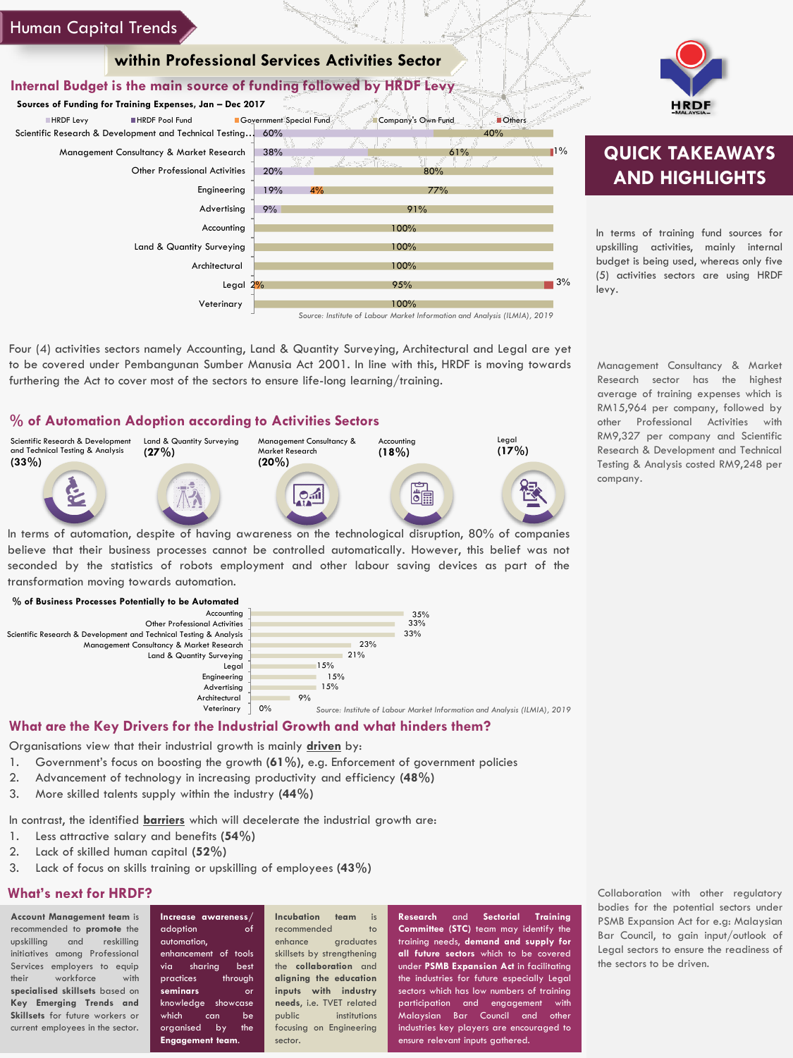# Human Capital Trends

## within Professional Services Activities Sector

### Internal Budget is the main source of funding followed by HRDF Levy

**Sources of Funding for Training Expenses, Jan – Dec 2017**

| Sector | HRDF Levy | HRDF Pool Fund | Government Special Fund | Company's Own Fund | Others |
|---|---|---|---|---|---|
| Scientific Research & Development and Technical Testing… | 60% | | | 40% | |
| Management Consultancy & Market Research | 38% | | | 61% | 1% |
| Other Professional Activities | 20% | | | 80% | |
| Engineering | 19% | | 4% | 77% | |
| Advertising | 9% | | | 91% | |
| Accounting | | | | 100% | |
| Land & Quantity Surveying | | | | 100% | |
| Architectural | | | | 100% | |
| Legal | | | 2% | 95% | 3% |
| Veterinary | | | | 100% | |

*Source: Institute of Labour Market Information and Analysis (ILMIA), 2019*

Four (4) activities sectors namely Accounting, Land & Quantity Surveying, Architectural and Legal are yet to be covered under Pembangunan Sumber Manusia Act 2001. In line with this, HRDF is moving towards furthering the Act to cover most of the sectors to ensure life-long learning/training.

### % of Automation Adoption according to Activities Sectors

- Scientific Research & Development and Technical Testing & Analysis **(33%)**
- Land & Quantity Surveying **(27%)**
- Management Consultancy & Market Research **(20%)**
- Accounting **(18%)**
- Legal **(17%)**

In terms of automation, despite of having awareness on the technological disruption, 80% of companies believe that their business processes cannot be controlled automatically. However, this belief was not seconded by the statistics of robots employment and other labour saving devices as part of the transformation moving towards automation.

**% of Business Processes Potentially to be Automated**

| Sector | % |
|---|---|
| Accounting | 35% |
| Other Professional Activities | 33% |
| Scientific Research & Development and Technical Testing & Analysis | 33% |
| Management Consultancy & Market Research | 23% |
| Land & Quantity Surveying | 21% |
| Legal | 15% |
| Engineering | 15% |
| Advertising | 15% |
| Architectural | 9% |
| Veterinary | 0% |

*Source: Institute of Labour Market Information and Analysis (ILMIA), 2019*

### What are the Key Drivers for the Industrial Growth and what hinders them?

Organisations view that their industrial growth is mainly **driven** by:

1. Government's focus on boosting the growth **(61%)**, e.g. Enforcement of government policies
2. Advancement of technology in increasing productivity and efficiency **(48%)**
3. More skilled talents supply within the industry **(44%)**

In contrast, the identified **barriers** which will decelerate the industrial growth are:

1. Less attractive salary and benefits **(54%)**
2. Lack of skilled human capital **(52%)**
3. Lack of focus on skills training or upskilling of employees **(43%)**

### What's next for HRDF?

**Account Management team** is recommended to **promote** the upskilling and reskilling initiatives among Professional Services employers to equip their workforce with **specialised skillsets** based on **Key Emerging Trends and Skillsets** for future workers or current employees in the sector.

**Increase awareness/adoption** of automation, enhancement of tools via sharing best practices through **seminars** or knowledge showcase which can be organised by the **Engagement team.**

**Incubation team** is recommended to enhance graduates skillsets by strengthening the **collaboration** and **aligning the education inputs with industry needs**, i.e. TVET related public institutions focusing on Engineering sector.

**Research and Sectorial Training Committee (STC)** team may identify the training needs, **demand and supply for all future sectors** which to be covered under **PSMB Expansion Act** in facilitating the industries for future especially Legal sectors which has low numbers of training participation and engagement with Malaysian Bar Council and other industries key players are encouraged to ensure relevant inputs gathered.

## QUICK TAKEAWAYS AND HIGHLIGHTS

In terms of training fund sources for upskilling activities, mainly internal budget is being used, whereas only five (5) activities sectors are using HRDF levy.

Management Consultancy & Market Research sector has the highest average of training expenses which is RM15,964 per company, followed by other Professional Activities with RM9,327 per company and Scientific Research & Development and Technical Testing & Analysis costed RM9,248 per company.

Collaboration with other regulatory bodies for the potential sectors under PSMB Expansion Act for e.g: Malaysian Bar Council, to gain input/outlook of Legal sectors to ensure the readiness of the sectors to be driven.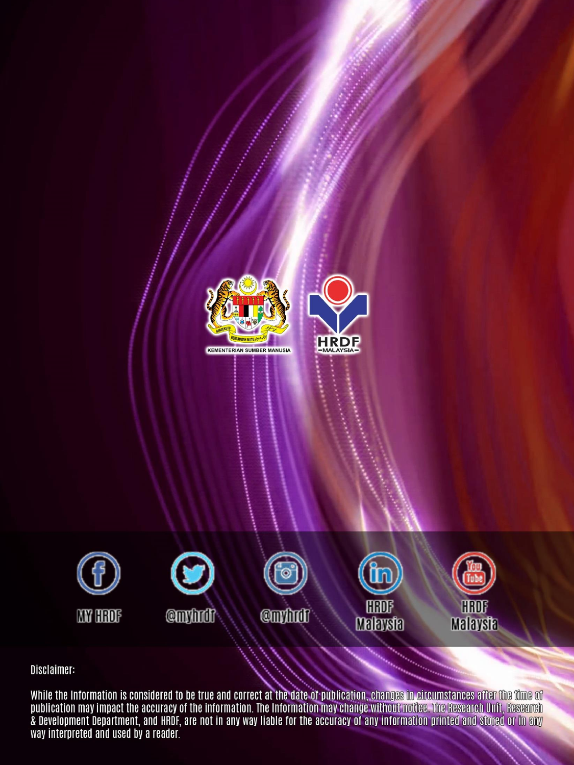KEMENTERIAN SUMBER MANUSIA

HRDF
-MALAYSIA-

MY HRDF

@myhrdf

@myhrdf

HRDF Malaysia

HRDF Malaysia

Disclaimer:

While the Information is considered to be true and correct at the date of publication, changes in circumstances after the time of publication may impact the accuracy of the information. The Information may change without notice. The Research Unit, Research & Development Department, and HRDF, are not in any way liable for the accuracy of any information printed and stored or in any way interpreted and used by a reader.